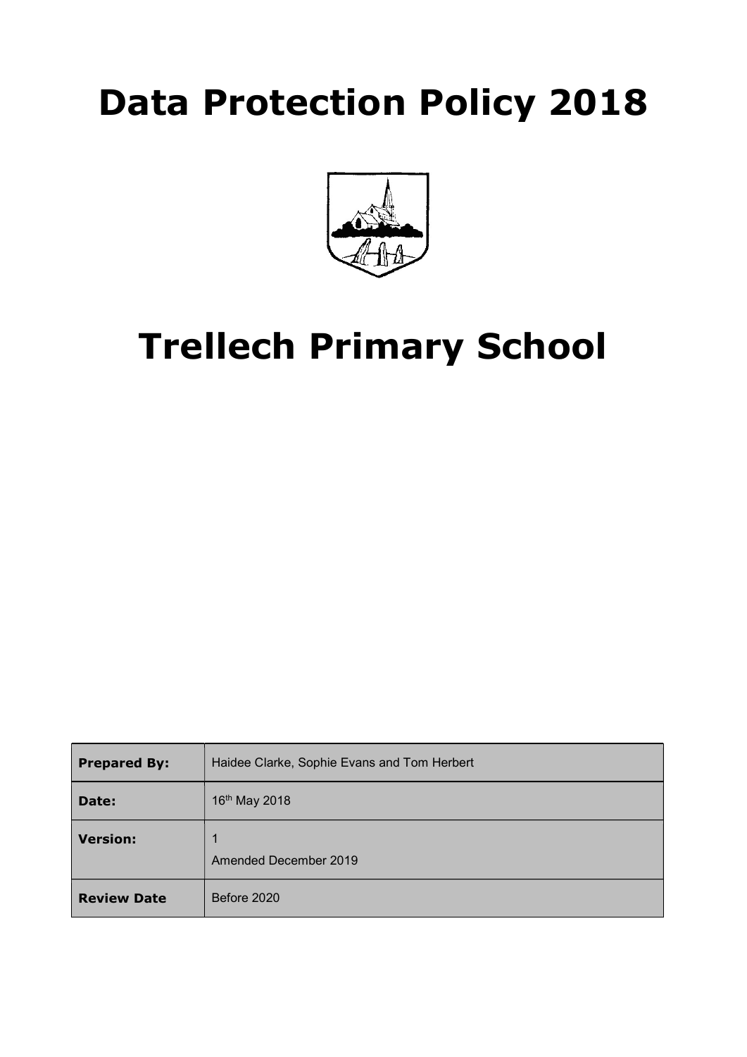# Data Protection Policy 2018

# Trellech Primary School

| **Prepared By:** | Haidee Clarke, Sophie Evans and Tom Herbert |
|---|---|
| **Date:** | 16th May 2018 |
| **Version:** | 1<br>Amended December 2019 |
| **Review Date** | Before 2020 |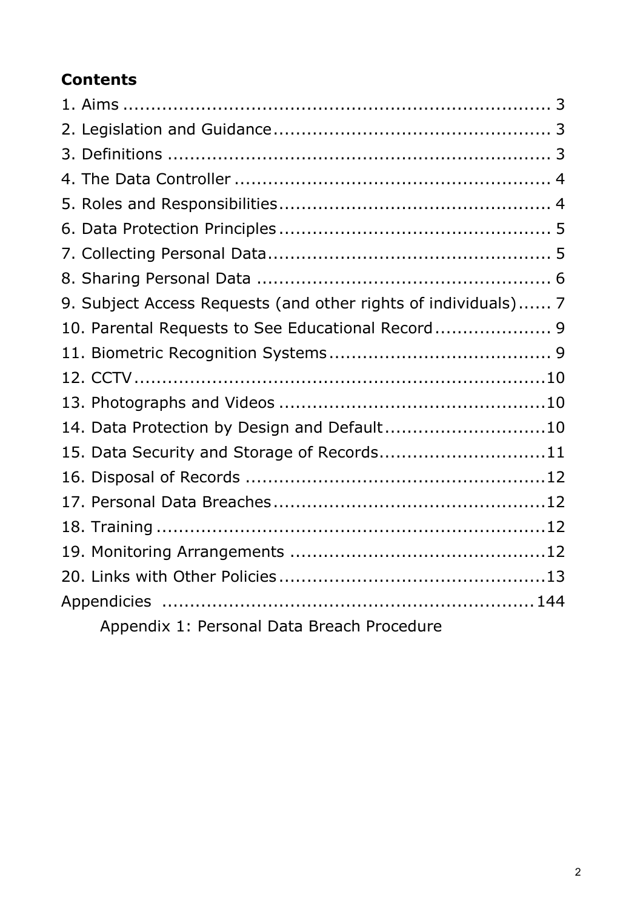## Contents

1. Aims ........................................................................ 3
2. Legislation and Guidance................................................. 3
3. Definitions .................................................................. 3
4. The Data Controller ........................................................ 4
5. Roles and Responsibilities................................................ 4
6. Data Protection Principles ................................................ 5
7. Collecting Personal Data.................................................. 5
8. Sharing Personal Data .................................................... 6
9. Subject Access Requests (and other rights of individuals)...... 7
10. Parental Requests to See Educational Record..................... 9
11. Biometric Recognition Systems........................................ 9
12. CCTV........................................................................10
13. Photographs and Videos ...............................................10
14. Data Protection by Design and Default.............................10
15. Data Security and Storage of Records..............................11
16. Disposal of Records .....................................................12
17. Personal Data Breaches.................................................12
18. Training .....................................................................12
19. Monitoring Arrangements ..............................................12
20. Links with Other Policies................................................13

Appendicies .................................................................144

Appendix 1: Personal Data Breach Procedure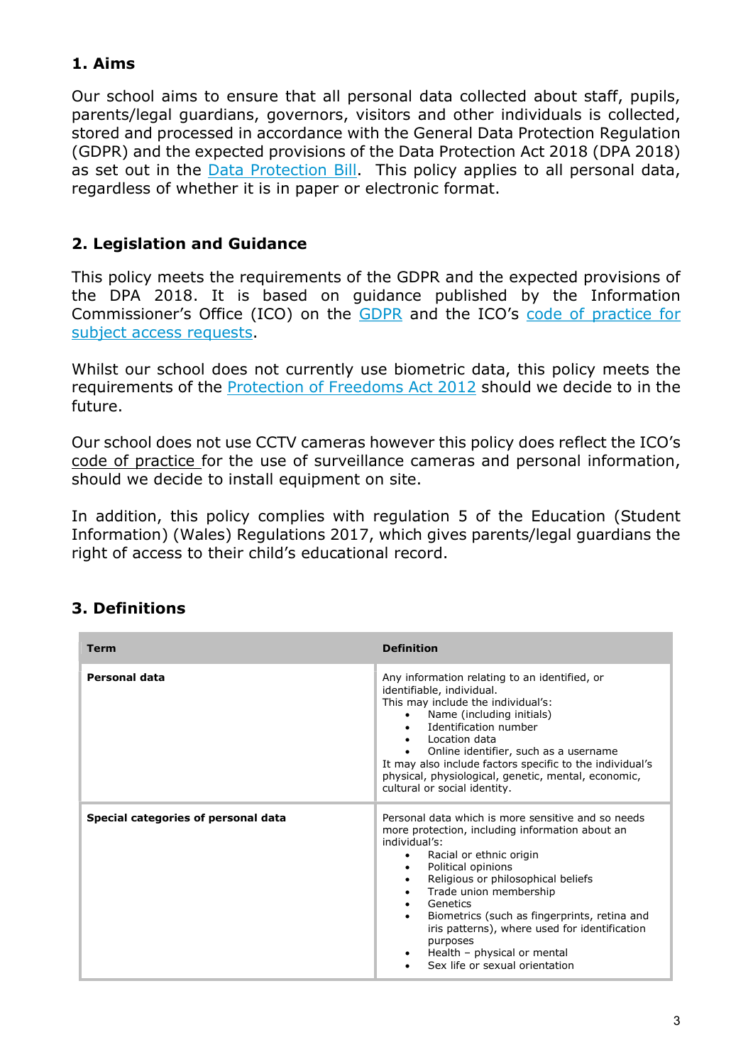## 1. Aims

Our school aims to ensure that all personal data collected about staff, pupils, parents/legal guardians, governors, visitors and other individuals is collected, stored and processed in accordance with the General Data Protection Regulation (GDPR) and the expected provisions of the Data Protection Act 2018 (DPA 2018) as set out in the Data Protection Bill. This policy applies to all personal data, regardless of whether it is in paper or electronic format.

## 2. Legislation and Guidance

This policy meets the requirements of the GDPR and the expected provisions of the DPA 2018. It is based on guidance published by the Information Commissioner's Office (ICO) on the GDPR and the ICO's code of practice for subject access requests.

Whilst our school does not currently use biometric data, this policy meets the requirements of the Protection of Freedoms Act 2012 should we decide to in the future.

Our school does not use CCTV cameras however this policy does reflect the ICO's code of practice for the use of surveillance cameras and personal information, should we decide to install equipment on site.

In addition, this policy complies with regulation 5 of the Education (Student Information) (Wales) Regulations 2017, which gives parents/legal guardians the right of access to their child's educational record.

## 3. Definitions

| Term | Definition |
|---|---|
| **Personal data** | Any information relating to an identified, or identifiable, individual.<br>This may include the individual's:<br>• Name (including initials)<br>• Identification number<br>• Location data<br>• Online identifier, such as a username<br>It may also include factors specific to the individual's physical, physiological, genetic, mental, economic, cultural or social identity. |
| **Special categories of personal data** | Personal data which is more sensitive and so needs more protection, including information about an individual's:<br>• Racial or ethnic origin<br>• Political opinions<br>• Religious or philosophical beliefs<br>• Trade union membership<br>• Genetics<br>• Biometrics (such as fingerprints, retina and iris patterns), where used for identification purposes<br>• Health – physical or mental<br>• Sex life or sexual orientation |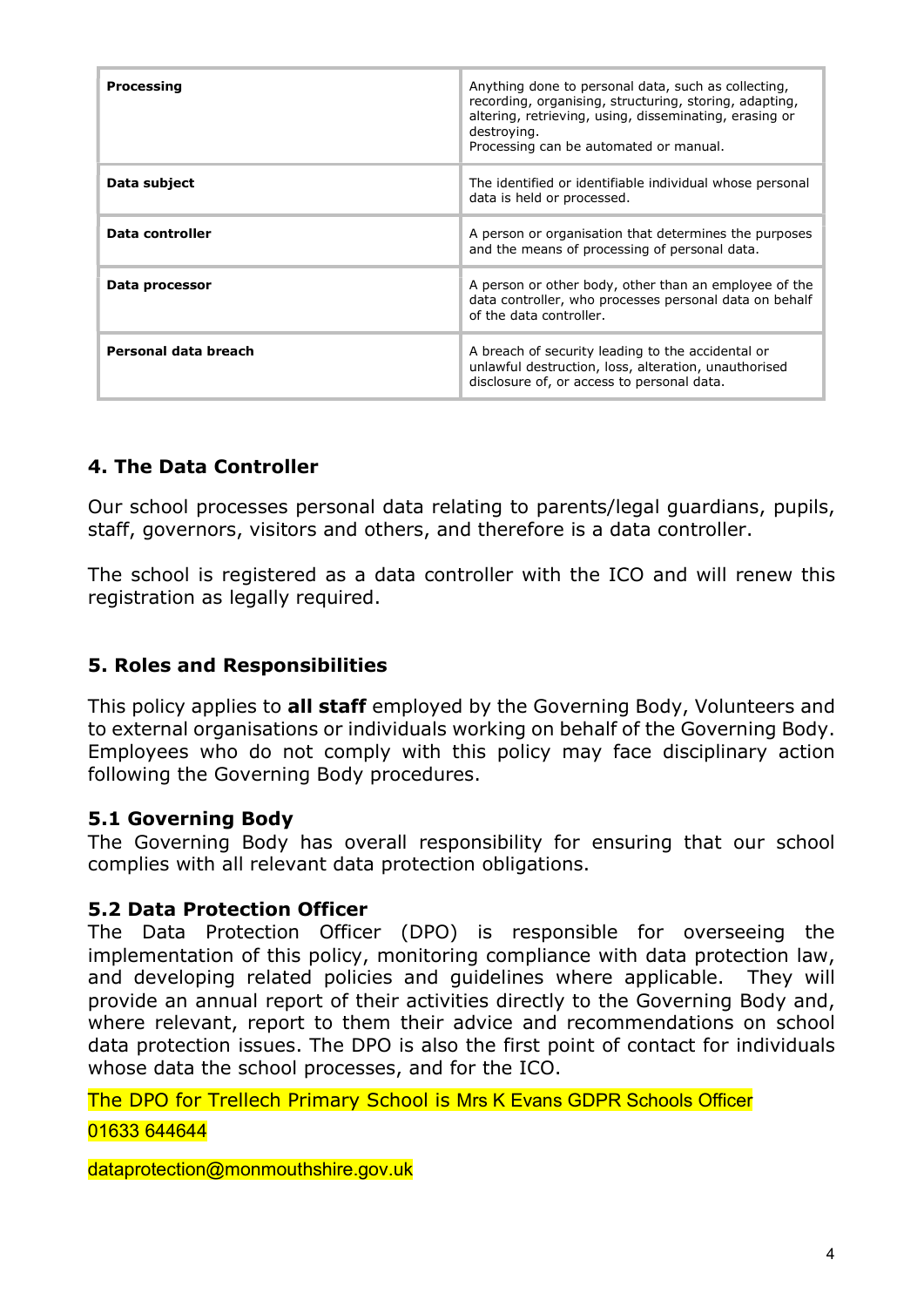| Processing | Anything done to personal data, such as collecting, recording, organising, structuring, storing, adapting, altering, retrieving, using, disseminating, erasing or destroying.<br>Processing can be automated or manual. |
|---|---|
| Data subject | The identified or identifiable individual whose personal data is held or processed. |
| Data controller | A person or organisation that determines the purposes and the means of processing of personal data. |
| Data processor | A person or other body, other than an employee of the data controller, who processes personal data on behalf of the data controller. |
| Personal data breach | A breach of security leading to the accidental or unlawful destruction, loss, alteration, unauthorised disclosure of, or access to personal data. |

## 4. The Data Controller

Our school processes personal data relating to parents/legal guardians, pupils, staff, governors, visitors and others, and therefore is a data controller.

The school is registered as a data controller with the ICO and will renew this registration as legally required.

## 5. Roles and Responsibilities

This policy applies to **all staff** employed by the Governing Body, Volunteers and to external organisations or individuals working on behalf of the Governing Body. Employees who do not comply with this policy may face disciplinary action following the Governing Body procedures.

### 5.1 Governing Body

The Governing Body has overall responsibility for ensuring that our school complies with all relevant data protection obligations.

### 5.2 Data Protection Officer

The Data Protection Officer (DPO) is responsible for overseeing the implementation of this policy, monitoring compliance with data protection law, and developing related policies and guidelines where applicable. They will provide an annual report of their activities directly to the Governing Body and, where relevant, report to them their advice and recommendations on school data protection issues. The DPO is also the first point of contact for individuals whose data the school processes, and for the ICO.

The DPO for Trellech Primary School is Mrs K Evans GDPR Schools Officer

01633 644644

dataprotection@monmouthshire.gov.uk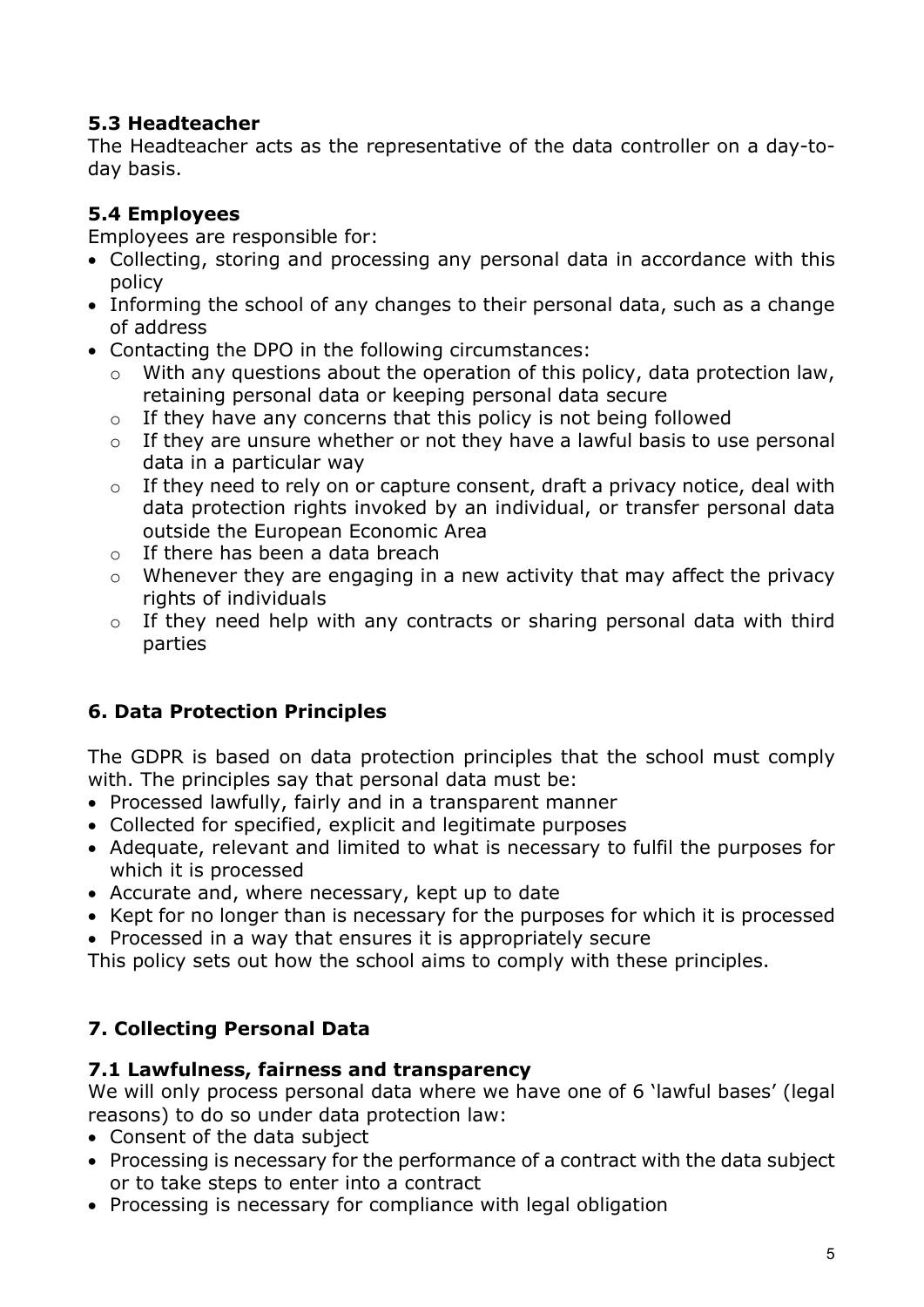### 5.3 Headteacher

The Headteacher acts as the representative of the data controller on a day-to-day basis.

### 5.4 Employees

Employees are responsible for:

- Collecting, storing and processing any personal data in accordance with this policy
- Informing the school of any changes to their personal data, such as a change of address
- Contacting the DPO in the following circumstances:
  - With any questions about the operation of this policy, data protection law, retaining personal data or keeping personal data secure
  - If they have any concerns that this policy is not being followed
  - If they are unsure whether or not they have a lawful basis to use personal data in a particular way
  - If they need to rely on or capture consent, draft a privacy notice, deal with data protection rights invoked by an individual, or transfer personal data outside the European Economic Area
  - If there has been a data breach
  - Whenever they are engaging in a new activity that may affect the privacy rights of individuals
  - If they need help with any contracts or sharing personal data with third parties

## 6. Data Protection Principles

The GDPR is based on data protection principles that the school must comply with. The principles say that personal data must be:

- Processed lawfully, fairly and in a transparent manner
- Collected for specified, explicit and legitimate purposes
- Adequate, relevant and limited to what is necessary to fulfil the purposes for which it is processed
- Accurate and, where necessary, kept up to date
- Kept for no longer than is necessary for the purposes for which it is processed
- Processed in a way that ensures it is appropriately secure

This policy sets out how the school aims to comply with these principles.

## 7. Collecting Personal Data

### 7.1 Lawfulness, fairness and transparency

We will only process personal data where we have one of 6 'lawful bases' (legal reasons) to do so under data protection law:

- Consent of the data subject
- Processing is necessary for the performance of a contract with the data subject or to take steps to enter into a contract
- Processing is necessary for compliance with legal obligation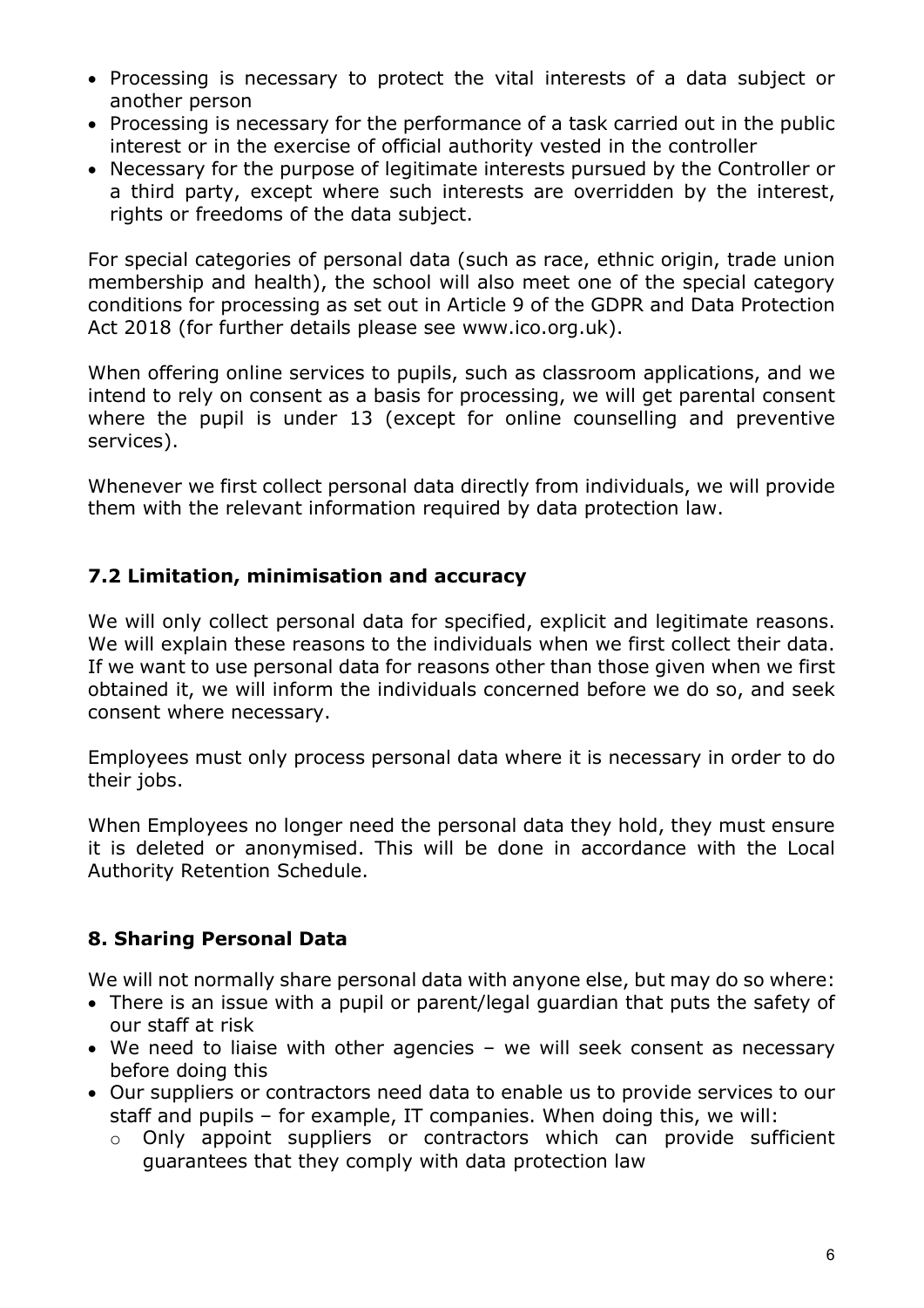- Processing is necessary to protect the vital interests of a data subject or another person
- Processing is necessary for the performance of a task carried out in the public interest or in the exercise of official authority vested in the controller
- Necessary for the purpose of legitimate interests pursued by the Controller or a third party, except where such interests are overridden by the interest, rights or freedoms of the data subject.

For special categories of personal data (such as race, ethnic origin, trade union membership and health), the school will also meet one of the special category conditions for processing as set out in Article 9 of the GDPR and Data Protection Act 2018 (for further details please see www.ico.org.uk).

When offering online services to pupils, such as classroom applications, and we intend to rely on consent as a basis for processing, we will get parental consent where the pupil is under 13 (except for online counselling and preventive services).

Whenever we first collect personal data directly from individuals, we will provide them with the relevant information required by data protection law.

### 7.2 Limitation, minimisation and accuracy

We will only collect personal data for specified, explicit and legitimate reasons. We will explain these reasons to the individuals when we first collect their data. If we want to use personal data for reasons other than those given when we first obtained it, we will inform the individuals concerned before we do so, and seek consent where necessary.

Employees must only process personal data where it is necessary in order to do their jobs.

When Employees no longer need the personal data they hold, they must ensure it is deleted or anonymised. This will be done in accordance with the Local Authority Retention Schedule.

## 8. Sharing Personal Data

We will not normally share personal data with anyone else, but may do so where:

- There is an issue with a pupil or parent/legal guardian that puts the safety of our staff at risk
- We need to liaise with other agencies – we will seek consent as necessary before doing this
- Our suppliers or contractors need data to enable us to provide services to our staff and pupils – for example, IT companies. When doing this, we will:
  - Only appoint suppliers or contractors which can provide sufficient guarantees that they comply with data protection law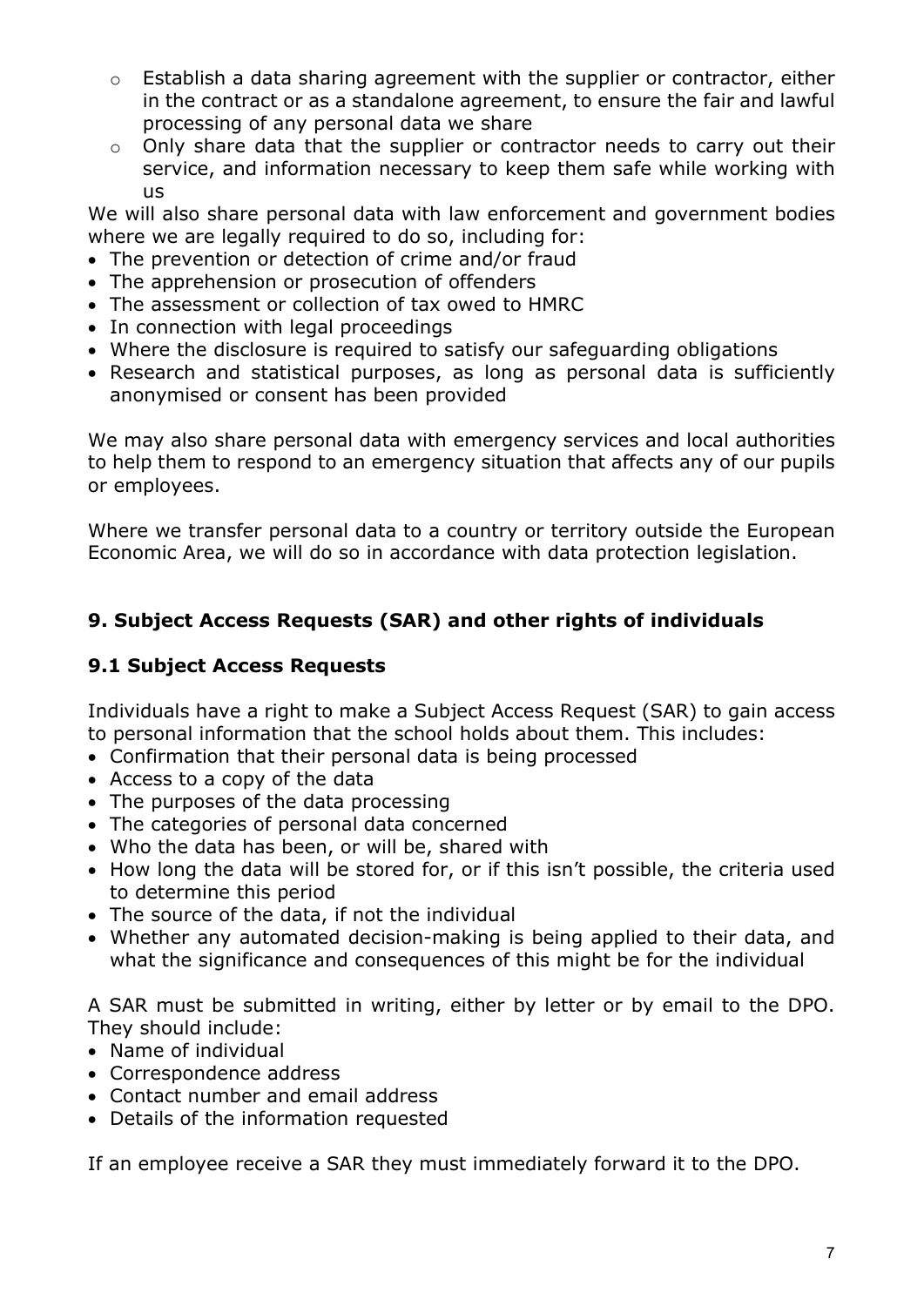- Establish a data sharing agreement with the supplier or contractor, either in the contract or as a standalone agreement, to ensure the fair and lawful processing of any personal data we share
   - Only share data that the supplier or contractor needs to carry out their service, and information necessary to keep them safe while working with us

We will also share personal data with law enforcement and government bodies where we are legally required to do so, including for:

- The prevention or detection of crime and/or fraud
- The apprehension or prosecution of offenders
- The assessment or collection of tax owed to HMRC
- In connection with legal proceedings
- Where the disclosure is required to satisfy our safeguarding obligations
- Research and statistical purposes, as long as personal data is sufficiently anonymised or consent has been provided

We may also share personal data with emergency services and local authorities to help them to respond to an emergency situation that affects any of our pupils or employees.

Where we transfer personal data to a country or territory outside the European Economic Area, we will do so in accordance with data protection legislation.

## 9. Subject Access Requests (SAR) and other rights of individuals

### 9.1 Subject Access Requests

Individuals have a right to make a Subject Access Request (SAR) to gain access to personal information that the school holds about them. This includes:

- Confirmation that their personal data is being processed
- Access to a copy of the data
- The purposes of the data processing
- The categories of personal data concerned
- Who the data has been, or will be, shared with
- How long the data will be stored for, or if this isn't possible, the criteria used to determine this period
- The source of the data, if not the individual
- Whether any automated decision-making is being applied to their data, and what the significance and consequences of this might be for the individual

A SAR must be submitted in writing, either by letter or by email to the DPO. They should include:

- Name of individual
- Correspondence address
- Contact number and email address
- Details of the information requested

If an employee receive a SAR they must immediately forward it to the DPO.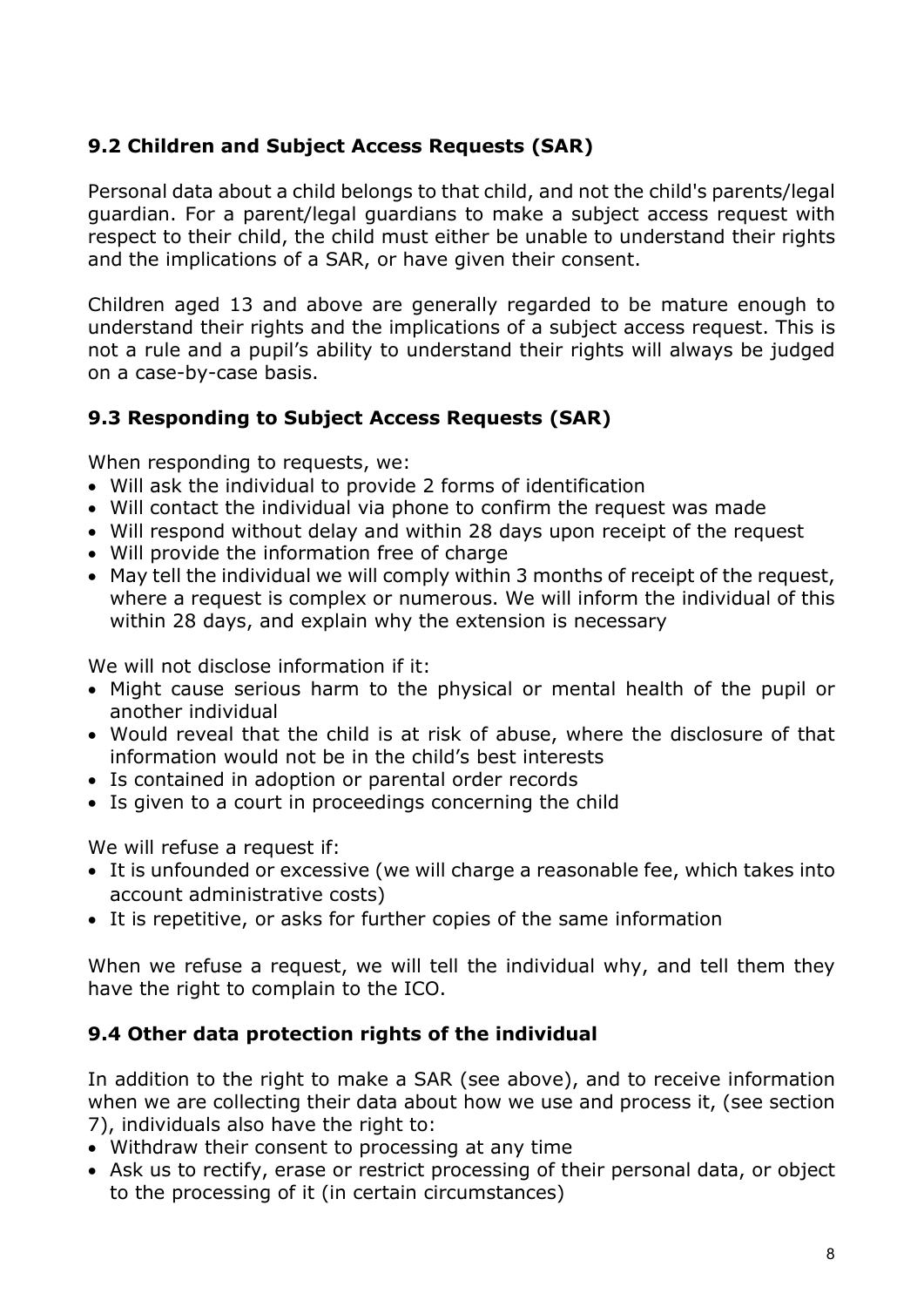### 9.2 Children and Subject Access Requests (SAR)

Personal data about a child belongs to that child, and not the child's parents/legal guardian. For a parent/legal guardians to make a subject access request with respect to their child, the child must either be unable to understand their rights and the implications of a SAR, or have given their consent.

Children aged 13 and above are generally regarded to be mature enough to understand their rights and the implications of a subject access request. This is not a rule and a pupil's ability to understand their rights will always be judged on a case-by-case basis.

### 9.3 Responding to Subject Access Requests (SAR)

When responding to requests, we:

- Will ask the individual to provide 2 forms of identification
- Will contact the individual via phone to confirm the request was made
- Will respond without delay and within 28 days upon receipt of the request
- Will provide the information free of charge
- May tell the individual we will comply within 3 months of receipt of the request, where a request is complex or numerous. We will inform the individual of this within 28 days, and explain why the extension is necessary

We will not disclose information if it:

- Might cause serious harm to the physical or mental health of the pupil or another individual
- Would reveal that the child is at risk of abuse, where the disclosure of that information would not be in the child's best interests
- Is contained in adoption or parental order records
- Is given to a court in proceedings concerning the child

We will refuse a request if:

- It is unfounded or excessive (we will charge a reasonable fee, which takes into account administrative costs)
- It is repetitive, or asks for further copies of the same information

When we refuse a request, we will tell the individual why, and tell them they have the right to complain to the ICO.

### 9.4 Other data protection rights of the individual

In addition to the right to make a SAR (see above), and to receive information when we are collecting their data about how we use and process it, (see section 7), individuals also have the right to:

- Withdraw their consent to processing at any time
- Ask us to rectify, erase or restrict processing of their personal data, or object to the processing of it (in certain circumstances)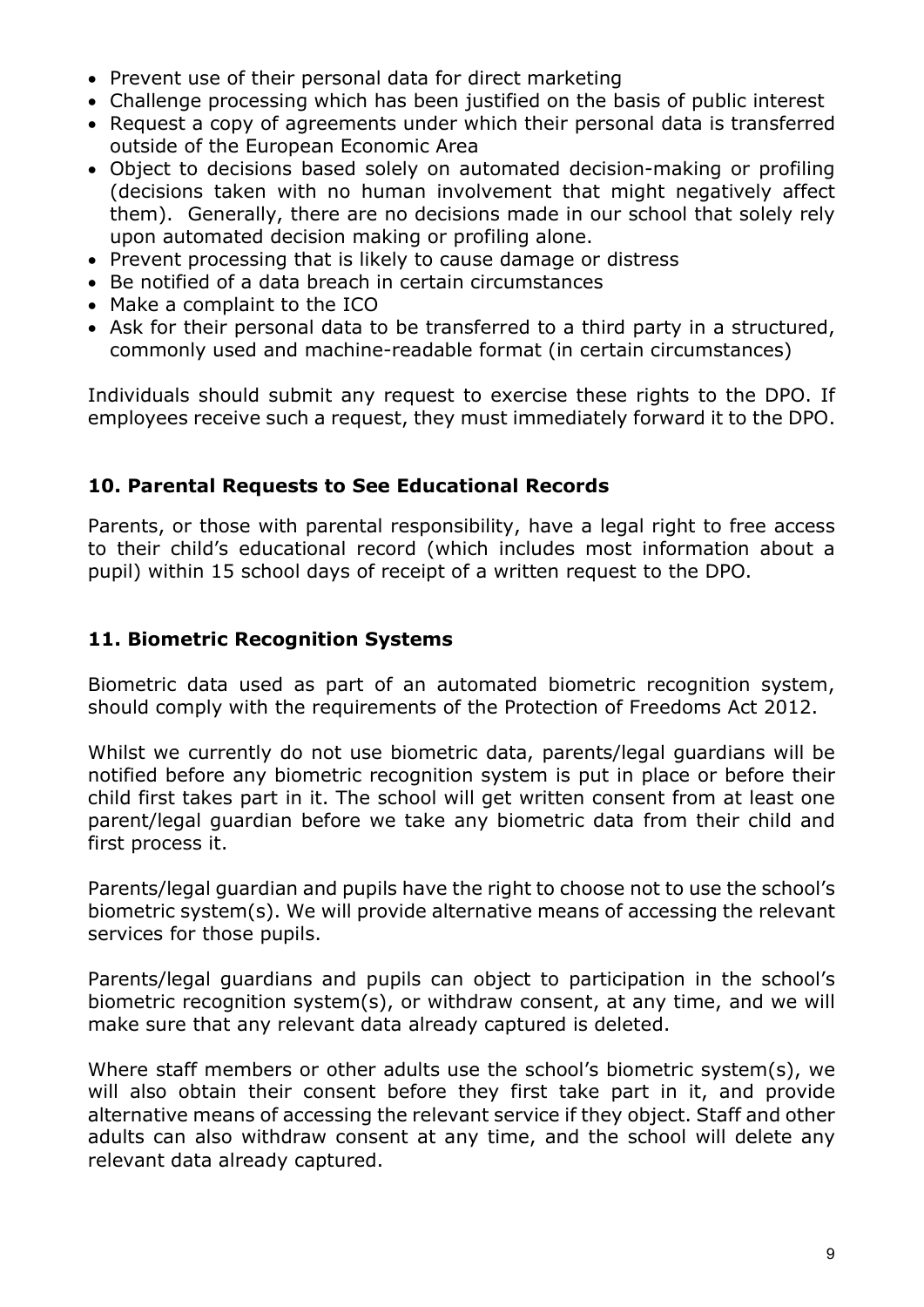- Prevent use of their personal data for direct marketing
- Challenge processing which has been justified on the basis of public interest
- Request a copy of agreements under which their personal data is transferred outside of the European Economic Area
- Object to decisions based solely on automated decision-making or profiling (decisions taken with no human involvement that might negatively affect them). Generally, there are no decisions made in our school that solely rely upon automated decision making or profiling alone.
- Prevent processing that is likely to cause damage or distress
- Be notified of a data breach in certain circumstances
- Make a complaint to the ICO
- Ask for their personal data to be transferred to a third party in a structured, commonly used and machine-readable format (in certain circumstances)

Individuals should submit any request to exercise these rights to the DPO. If employees receive such a request, they must immediately forward it to the DPO.

## 10. Parental Requests to See Educational Records

Parents, or those with parental responsibility, have a legal right to free access to their child's educational record (which includes most information about a pupil) within 15 school days of receipt of a written request to the DPO.

## 11. Biometric Recognition Systems

Biometric data used as part of an automated biometric recognition system, should comply with the requirements of the Protection of Freedoms Act 2012.

Whilst we currently do not use biometric data, parents/legal guardians will be notified before any biometric recognition system is put in place or before their child first takes part in it. The school will get written consent from at least one parent/legal guardian before we take any biometric data from their child and first process it.

Parents/legal guardian and pupils have the right to choose not to use the school's biometric system(s). We will provide alternative means of accessing the relevant services for those pupils.

Parents/legal guardians and pupils can object to participation in the school's biometric recognition system(s), or withdraw consent, at any time, and we will make sure that any relevant data already captured is deleted.

Where staff members or other adults use the school's biometric system(s), we will also obtain their consent before they first take part in it, and provide alternative means of accessing the relevant service if they object. Staff and other adults can also withdraw consent at any time, and the school will delete any relevant data already captured.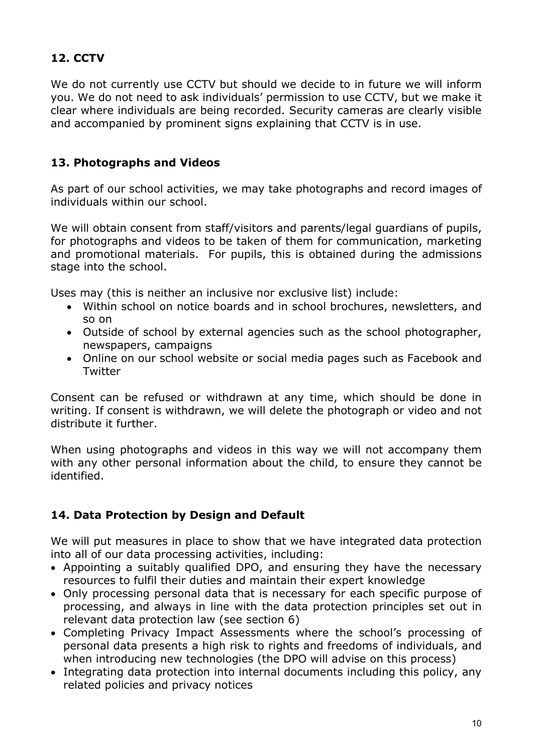## 12. CCTV

We do not currently use CCTV but should we decide to in future we will inform you. We do not need to ask individuals' permission to use CCTV, but we make it clear where individuals are being recorded. Security cameras are clearly visible and accompanied by prominent signs explaining that CCTV is in use.

## 13. Photographs and Videos

As part of our school activities, we may take photographs and record images of individuals within our school.

We will obtain consent from staff/visitors and parents/legal guardians of pupils, for photographs and videos to be taken of them for communication, marketing and promotional materials. For pupils, this is obtained during the admissions stage into the school.

Uses may (this is neither an inclusive nor exclusive list) include:

- Within school on notice boards and in school brochures, newsletters, and so on
- Outside of school by external agencies such as the school photographer, newspapers, campaigns
- Online on our school website or social media pages such as Facebook and Twitter

Consent can be refused or withdrawn at any time, which should be done in writing. If consent is withdrawn, we will delete the photograph or video and not distribute it further.

When using photographs and videos in this way we will not accompany them with any other personal information about the child, to ensure they cannot be identified.

## 14. Data Protection by Design and Default

We will put measures in place to show that we have integrated data protection into all of our data processing activities, including:

- Appointing a suitably qualified DPO, and ensuring they have the necessary resources to fulfil their duties and maintain their expert knowledge
- Only processing personal data that is necessary for each specific purpose of processing, and always in line with the data protection principles set out in relevant data protection law (see section 6)
- Completing Privacy Impact Assessments where the school's processing of personal data presents a high risk to rights and freedoms of individuals, and when introducing new technologies (the DPO will advise on this process)
- Integrating data protection into internal documents including this policy, any related policies and privacy notices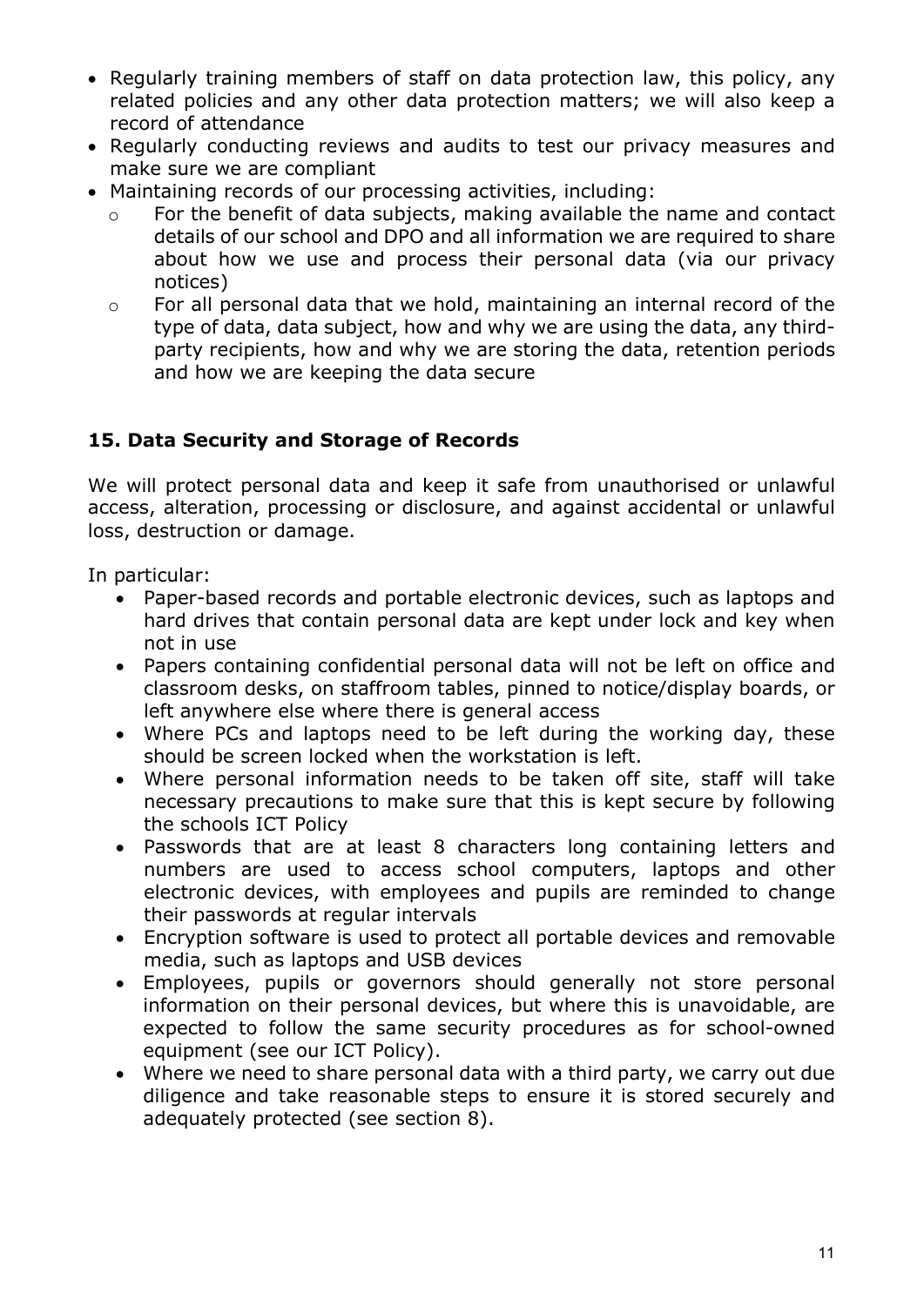- Regularly training members of staff on data protection law, this policy, any related policies and any other data protection matters; we will also keep a record of attendance
- Regularly conducting reviews and audits to test our privacy measures and make sure we are compliant
- Maintaining records of our processing activities, including:
  - For the benefit of data subjects, making available the name and contact details of our school and DPO and all information we are required to share about how we use and process their personal data (via our privacy notices)
  - For all personal data that we hold, maintaining an internal record of the type of data, data subject, how and why we are using the data, any third-party recipients, how and why we are storing the data, retention periods and how we are keeping the data secure

## 15. Data Security and Storage of Records

We will protect personal data and keep it safe from unauthorised or unlawful access, alteration, processing or disclosure, and against accidental or unlawful loss, destruction or damage.

In particular:

- Paper-based records and portable electronic devices, such as laptops and hard drives that contain personal data are kept under lock and key when not in use
- Papers containing confidential personal data will not be left on office and classroom desks, on staffroom tables, pinned to notice/display boards, or left anywhere else where there is general access
- Where PCs and laptops need to be left during the working day, these should be screen locked when the workstation is left.
- Where personal information needs to be taken off site, staff will take necessary precautions to make sure that this is kept secure by following the schools ICT Policy
- Passwords that are at least 8 characters long containing letters and numbers are used to access school computers, laptops and other electronic devices, with employees and pupils are reminded to change their passwords at regular intervals
- Encryption software is used to protect all portable devices and removable media, such as laptops and USB devices
- Employees, pupils or governors should generally not store personal information on their personal devices, but where this is unavoidable, are expected to follow the same security procedures as for school-owned equipment (see our ICT Policy).
- Where we need to share personal data with a third party, we carry out due diligence and take reasonable steps to ensure it is stored securely and adequately protected (see section 8).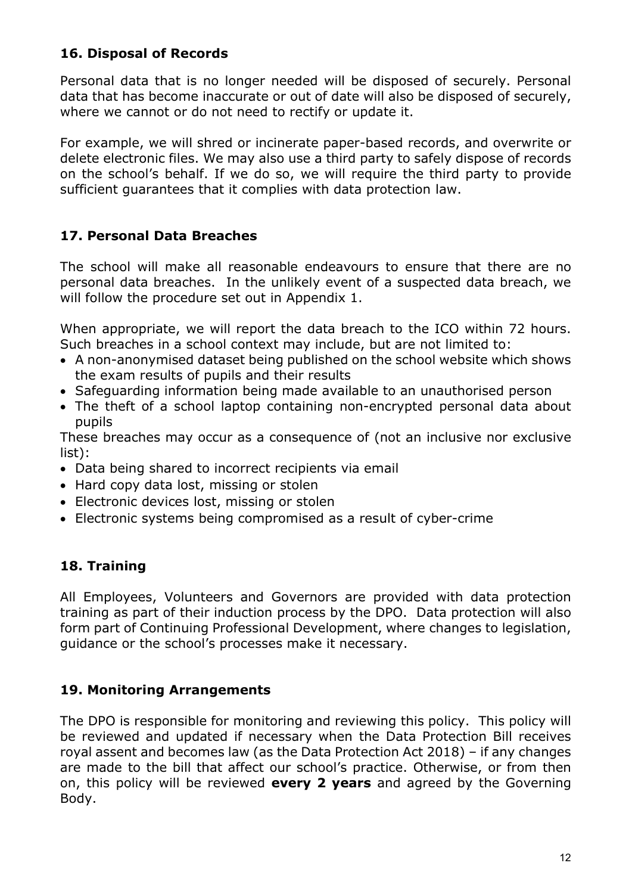## 16. Disposal of Records

Personal data that is no longer needed will be disposed of securely. Personal data that has become inaccurate or out of date will also be disposed of securely, where we cannot or do not need to rectify or update it.

For example, we will shred or incinerate paper-based records, and overwrite or delete electronic files. We may also use a third party to safely dispose of records on the school's behalf. If we do so, we will require the third party to provide sufficient guarantees that it complies with data protection law.

## 17. Personal Data Breaches

The school will make all reasonable endeavours to ensure that there are no personal data breaches. In the unlikely event of a suspected data breach, we will follow the procedure set out in Appendix 1.

When appropriate, we will report the data breach to the ICO within 72 hours. Such breaches in a school context may include, but are not limited to:

- A non-anonymised dataset being published on the school website which shows the exam results of pupils and their results
- Safeguarding information being made available to an unauthorised person
- The theft of a school laptop containing non-encrypted personal data about pupils

These breaches may occur as a consequence of (not an inclusive nor exclusive list):

- Data being shared to incorrect recipients via email
- Hard copy data lost, missing or stolen
- Electronic devices lost, missing or stolen
- Electronic systems being compromised as a result of cyber-crime

## 18. Training

All Employees, Volunteers and Governors are provided with data protection training as part of their induction process by the DPO. Data protection will also form part of Continuing Professional Development, where changes to legislation, guidance or the school's processes make it necessary.

## 19. Monitoring Arrangements

The DPO is responsible for monitoring and reviewing this policy. This policy will be reviewed and updated if necessary when the Data Protection Bill receives royal assent and becomes law (as the Data Protection Act 2018) – if any changes are made to the bill that affect our school's practice. Otherwise, or from then on, this policy will be reviewed **every 2 years** and agreed by the Governing Body.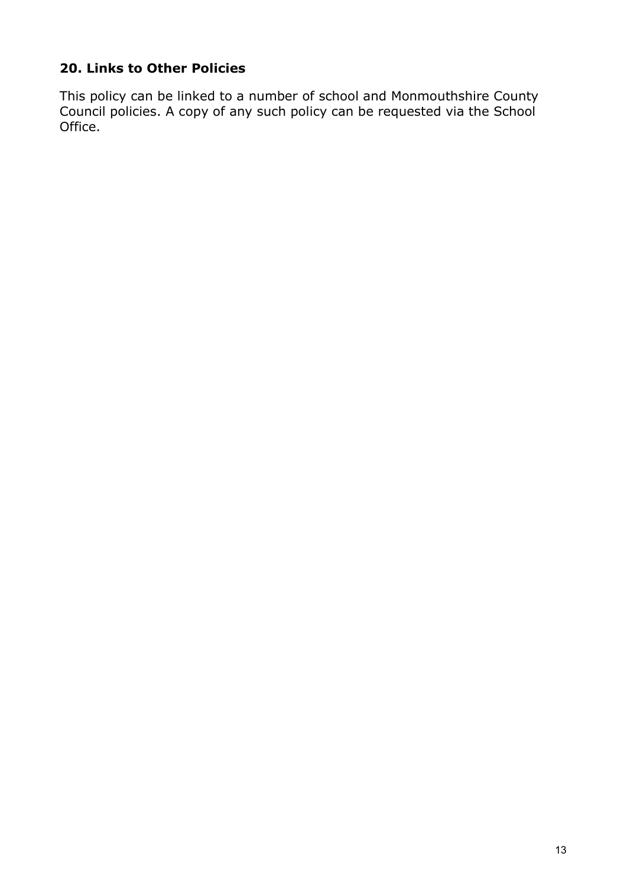## 20. Links to Other Policies

This policy can be linked to a number of school and Monmouthshire County Council policies. A copy of any such policy can be requested via the School Office.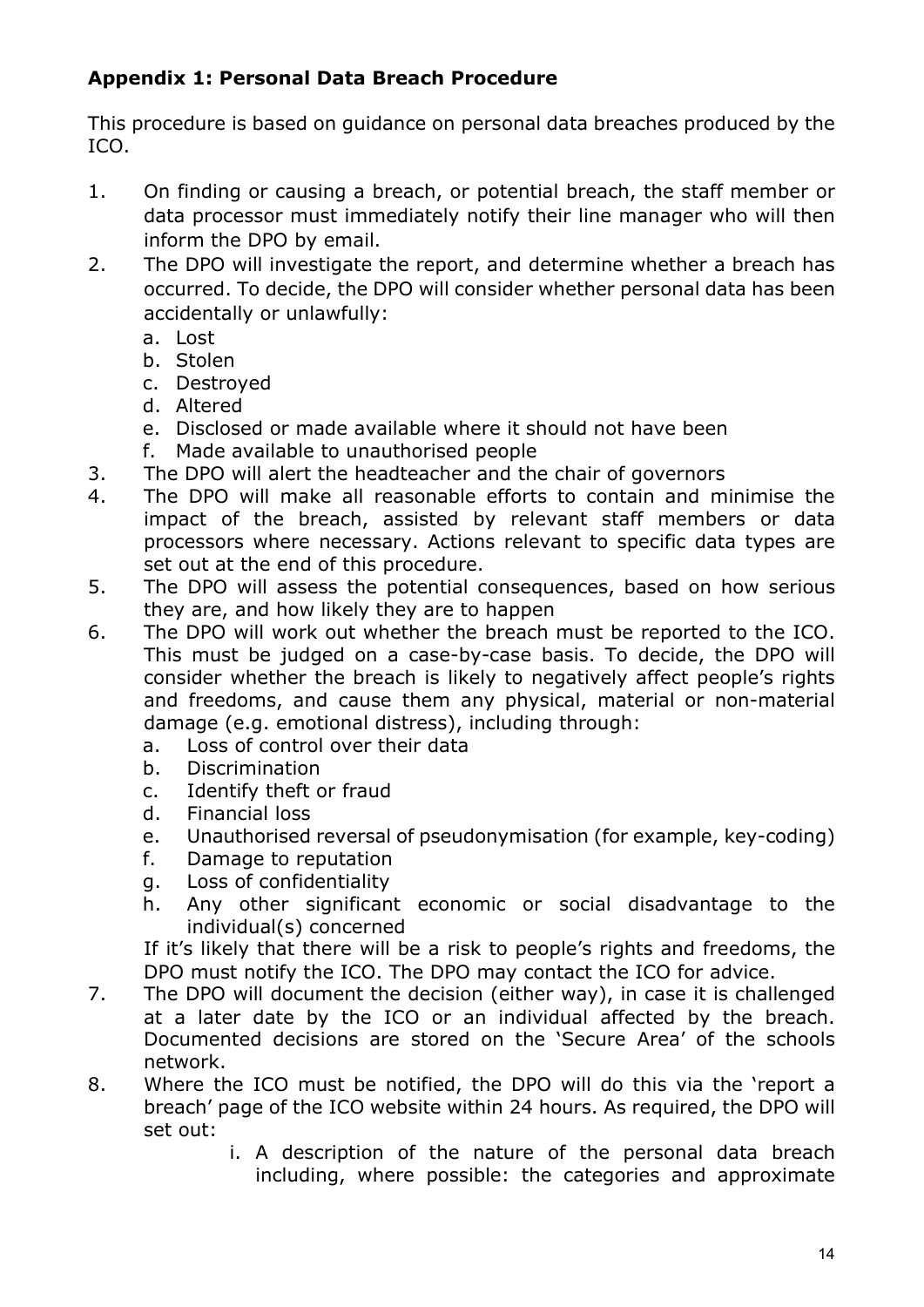### Appendix 1: Personal Data Breach Procedure

This procedure is based on guidance on personal data breaches produced by the ICO.

1. On finding or causing a breach, or potential breach, the staff member or data processor must immediately notify their line manager who will then inform the DPO by email.
2. The DPO will investigate the report, and determine whether a breach has occurred. To decide, the DPO will consider whether personal data has been accidentally or unlawfully:
   a. Lost
   b. Stolen
   c. Destroyed
   d. Altered
   e. Disclosed or made available where it should not have been
   f. Made available to unauthorised people
3. The DPO will alert the headteacher and the chair of governors
4. The DPO will make all reasonable efforts to contain and minimise the impact of the breach, assisted by relevant staff members or data processors where necessary. Actions relevant to specific data types are set out at the end of this procedure.
5. The DPO will assess the potential consequences, based on how serious they are, and how likely they are to happen
6. The DPO will work out whether the breach must be reported to the ICO. This must be judged on a case-by-case basis. To decide, the DPO will consider whether the breach is likely to negatively affect people's rights and freedoms, and cause them any physical, material or non-material damage (e.g. emotional distress), including through:
   a. Loss of control over their data
   b. Discrimination
   c. Identify theft or fraud
   d. Financial loss
   e. Unauthorised reversal of pseudonymisation (for example, key-coding)
   f. Damage to reputation
   g. Loss of confidentiality
   h. Any other significant economic or social disadvantage to the individual(s) concerned

   If it's likely that there will be a risk to people's rights and freedoms, the DPO must notify the ICO. The DPO may contact the ICO for advice.
7. The DPO will document the decision (either way), in case it is challenged at a later date by the ICO or an individual affected by the breach. Documented decisions are stored on the 'Secure Area' of the schools network.
8. Where the ICO must be notified, the DPO will do this via the 'report a breach' page of the ICO website within 24 hours. As required, the DPO will set out:
   i. A description of the nature of the personal data breach including, where possible: the categories and approximate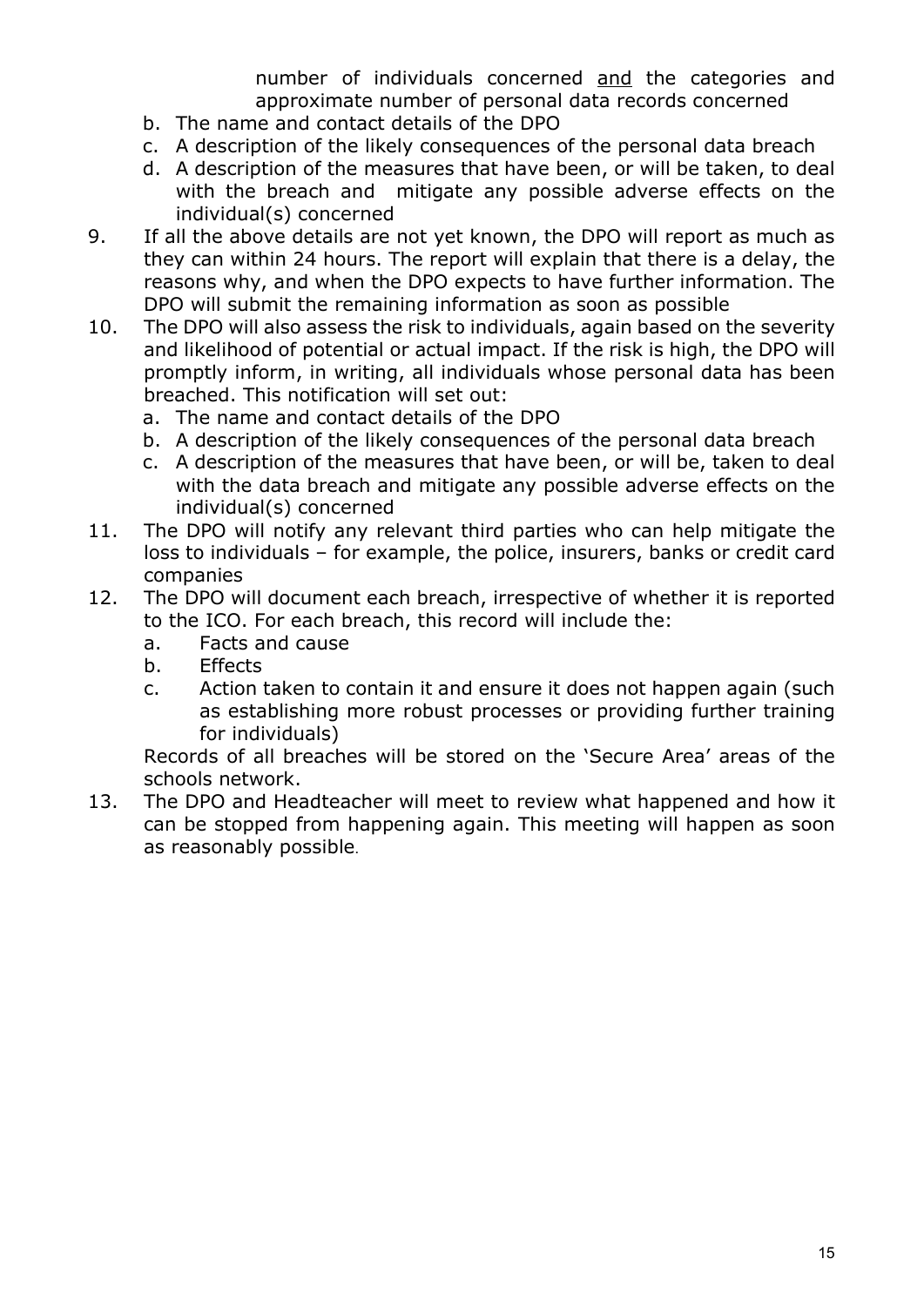number of individuals concerned <u>and</u> the categories and approximate number of personal data records concerned

   b. The name and contact details of the DPO
   c. A description of the likely consequences of the personal data breach
   d. A description of the measures that have been, or will be taken, to deal with the breach and mitigate any possible adverse effects on the individual(s) concerned

9. If all the above details are not yet known, the DPO will report as much as they can within 24 hours. The report will explain that there is a delay, the reasons why, and when the DPO expects to have further information. The DPO will submit the remaining information as soon as possible
10. The DPO will also assess the risk to individuals, again based on the severity and likelihood of potential or actual impact. If the risk is high, the DPO will promptly inform, in writing, all individuals whose personal data has been breached. This notification will set out:
    a. The name and contact details of the DPO
    b. A description of the likely consequences of the personal data breach
    c. A description of the measures that have been, or will be, taken to deal with the data breach and mitigate any possible adverse effects on the individual(s) concerned
11. The DPO will notify any relevant third parties who can help mitigate the loss to individuals – for example, the police, insurers, banks or credit card companies
12. The DPO will document each breach, irrespective of whether it is reported to the ICO. For each breach, this record will include the:
    a. Facts and cause
    b. Effects
    c. Action taken to contain it and ensure it does not happen again (such as establishing more robust processes or providing further training for individuals)

    Records of all breaches will be stored on the 'Secure Area' areas of the schools network.
13. The DPO and Headteacher will meet to review what happened and how it can be stopped from happening again. This meeting will happen as soon as reasonably possible.